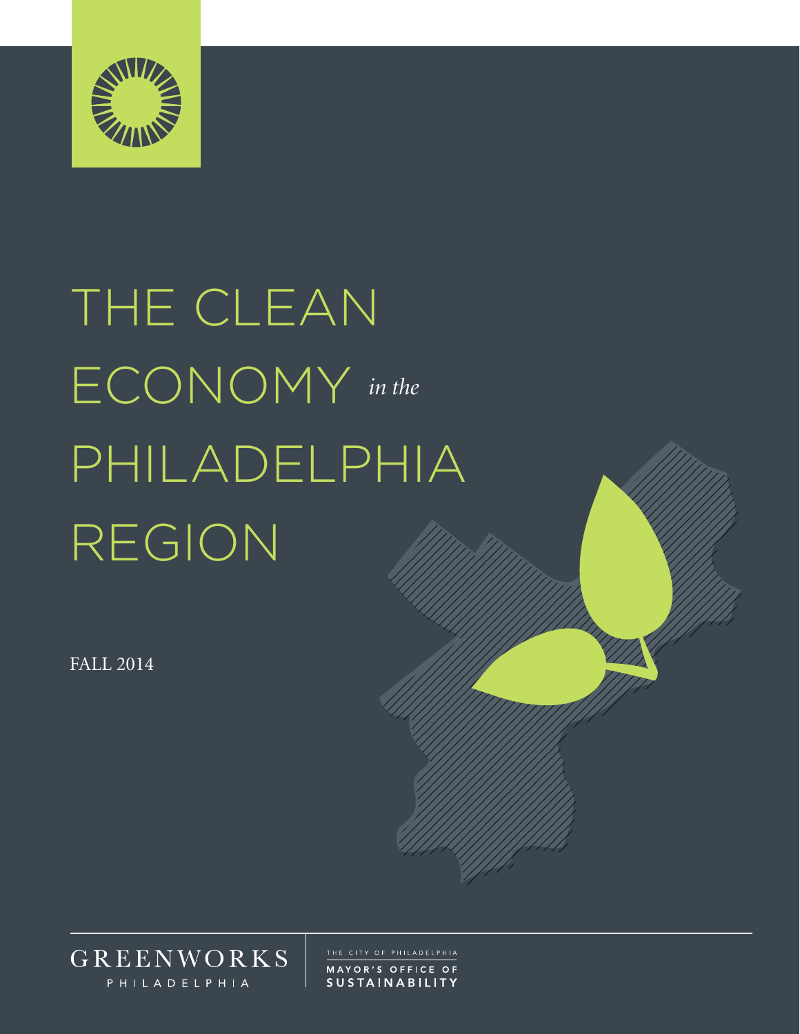# THE CLEAN ECONOMY *in the* PHILADELPHIA REGION

FALL 2014

GREENWORKS
PHILADELPHIA

THE CITY OF PHILADELPHIA
MAYOR'S OFFICE OF
SUSTAINABILITY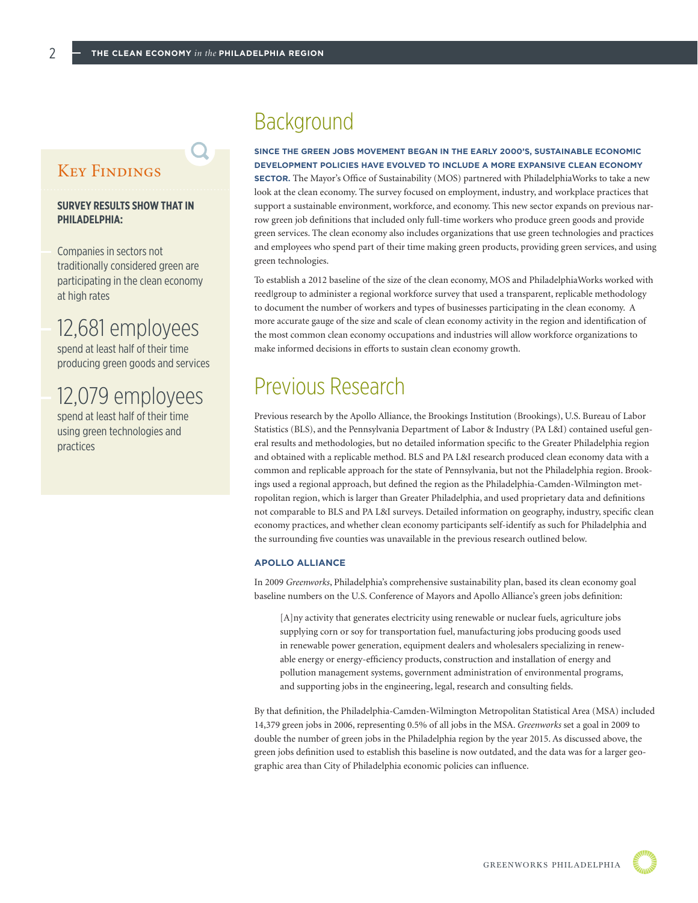## Key Findings

**SURVEY RESULTS SHOW THAT IN PHILADELPHIA:**

- Companies in sectors not traditionally considered green are participating in the clean economy at high rates
- **12,681 employees** spend at least half of their time producing green goods and services
- **12,079 employees** spend at least half of their time using green technologies and practices

# Background

**SINCE THE GREEN JOBS MOVEMENT BEGAN IN THE EARLY 2000'S, SUSTAINABLE ECONOMIC DEVELOPMENT POLICIES HAVE EVOLVED TO INCLUDE A MORE EXPANSIVE CLEAN ECONOMY SECTOR.** The Mayor's Office of Sustainability (MOS) partnered with PhiladelphiaWorks to take a new look at the clean economy. The survey focused on employment, industry, and workplace practices that support a sustainable environment, workforce, and economy. This new sector expands on previous narrow green job definitions that included only full-time workers who produce green goods and provide green services. The clean economy also includes organizations that use green technologies and practices and employees who spend part of their time making green products, providing green services, and using green technologies.

To establish a 2012 baseline of the size of the clean economy, MOS and PhiladelphiaWorks worked with reed|group to administer a regional workforce survey that used a transparent, replicable methodology to document the number of workers and types of businesses participating in the clean economy. A more accurate gauge of the size and scale of clean economy activity in the region and identification of the most common clean economy occupations and industries will allow workforce organizations to make informed decisions in efforts to sustain clean economy growth.

# Previous Research

Previous research by the Apollo Alliance, the Brookings Institution (Brookings), U.S. Bureau of Labor Statistics (BLS), and the Pennsylvania Department of Labor & Industry (PA L&I) contained useful general results and methodologies, but no detailed information specific to the Greater Philadelphia region and obtained with a replicable method. BLS and PA L&I research produced clean economy data with a common and replicable approach for the state of Pennsylvania, but not the Philadelphia region. Brookings used a regional approach, but defined the region as the Philadelphia-Camden-Wilmington metropolitan region, which is larger than Greater Philadelphia, and used proprietary data and definitions not comparable to BLS and PA L&I surveys. Detailed information on geography, industry, specific clean economy practices, and whether clean economy participants self-identify as such for Philadelphia and the surrounding five counties was unavailable in the previous research outlined below.

### APOLLO ALLIANCE

In 2009 *Greenworks*, Philadelphia's comprehensive sustainability plan, based its clean economy goal baseline numbers on the U.S. Conference of Mayors and Apollo Alliance's green jobs definition:

> [A]ny activity that generates electricity using renewable or nuclear fuels, agriculture jobs supplying corn or soy for transportation fuel, manufacturing jobs producing goods used in renewable power generation, equipment dealers and wholesalers specializing in renewable energy or energy-efficiency products, construction and installation of energy and pollution management systems, government administration of environmental programs, and supporting jobs in the engineering, legal, research and consulting fields.

By that definition, the Philadelphia-Camden-Wilmington Metropolitan Statistical Area (MSA) included 14,379 green jobs in 2006, representing 0.5% of all jobs in the MSA. *Greenworks* set a goal in 2009 to double the number of green jobs in the Philadelphia region by the year 2015. As discussed above, the green jobs definition used to establish this baseline is now outdated, and the data was for a larger geographic area than City of Philadelphia economic policies can influence.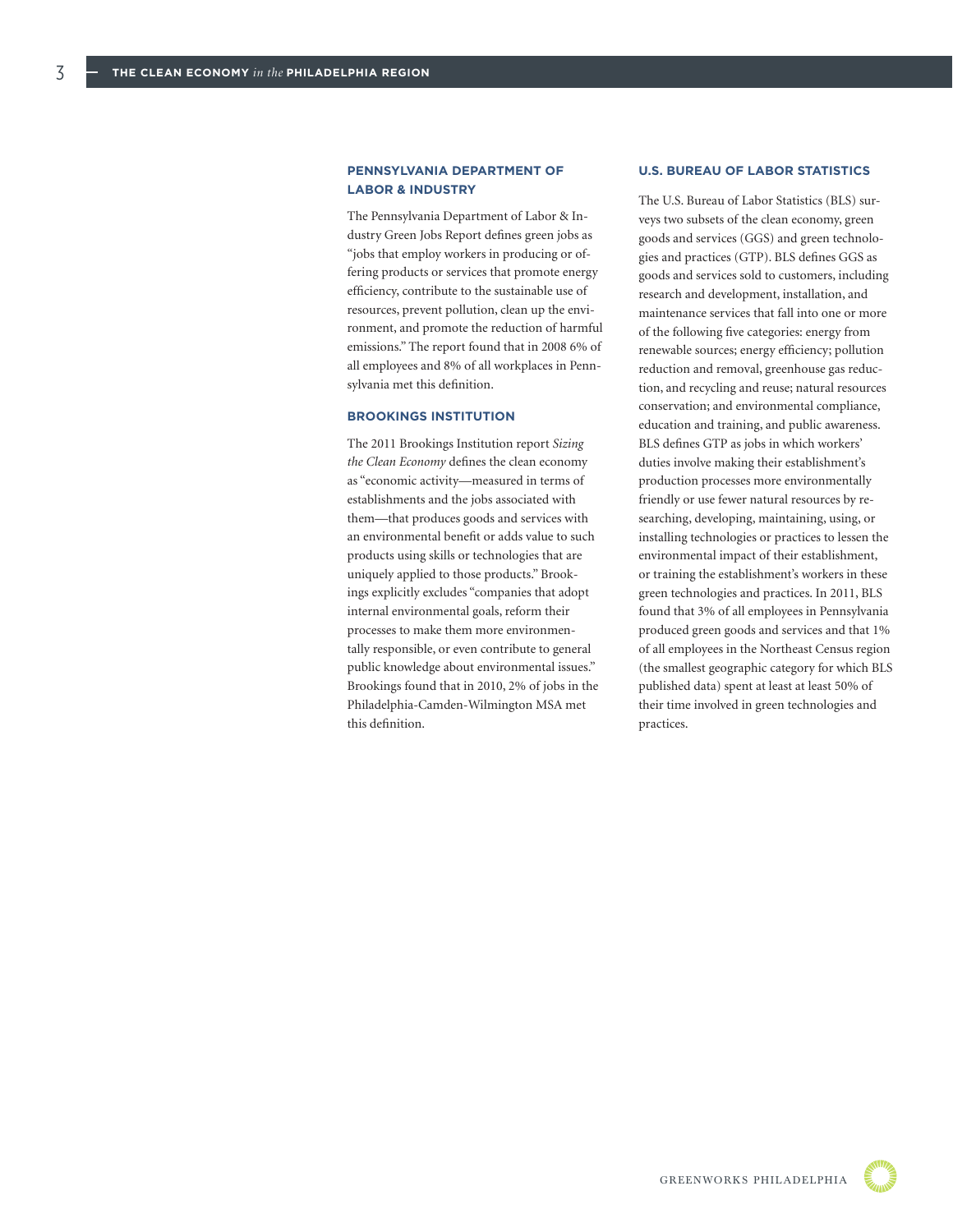### PENNSYLVANIA DEPARTMENT OF LABOR & INDUSTRY

The Pennsylvania Department of Labor & Industry Green Jobs Report defines green jobs as "jobs that employ workers in producing or offering products or services that promote energy efficiency, contribute to the sustainable use of resources, prevent pollution, clean up the environment, and promote the reduction of harmful emissions." The report found that in 2008 6% of all employees and 8% of all workplaces in Pennsylvania met this definition.

### BROOKINGS INSTITUTION

The 2011 Brookings Institution report *Sizing the Clean Economy* defines the clean economy as "economic activity—measured in terms of establishments and the jobs associated with them—that produces goods and services with an environmental benefit or adds value to such products using skills or technologies that are uniquely applied to those products." Brookings explicitly excludes "companies that adopt internal environmental goals, reform their processes to make them more environmentally responsible, or even contribute to general public knowledge about environmental issues." Brookings found that in 2010, 2% of jobs in the Philadelphia-Camden-Wilmington MSA met this definition.

### U.S. BUREAU OF LABOR STATISTICS

The U.S. Bureau of Labor Statistics (BLS) surveys two subsets of the clean economy, green goods and services (GGS) and green technologies and practices (GTP). BLS defines GGS as goods and services sold to customers, including research and development, installation, and maintenance services that fall into one or more of the following five categories: energy from renewable sources; energy efficiency; pollution reduction and removal, greenhouse gas reduction, and recycling and reuse; natural resources conservation; and environmental compliance, education and training, and public awareness. BLS defines GTP as jobs in which workers' duties involve making their establishment's production processes more environmentally friendly or use fewer natural resources by researching, developing, maintaining, using, or installing technologies or practices to lessen the environmental impact of their establishment, or training the establishment's workers in these green technologies and practices. In 2011, BLS found that 3% of all employees in Pennsylvania produced green goods and services and that 1% of all employees in the Northeast Census region (the smallest geographic category for which BLS published data) spent at least at least 50% of their time involved in green technologies and practices.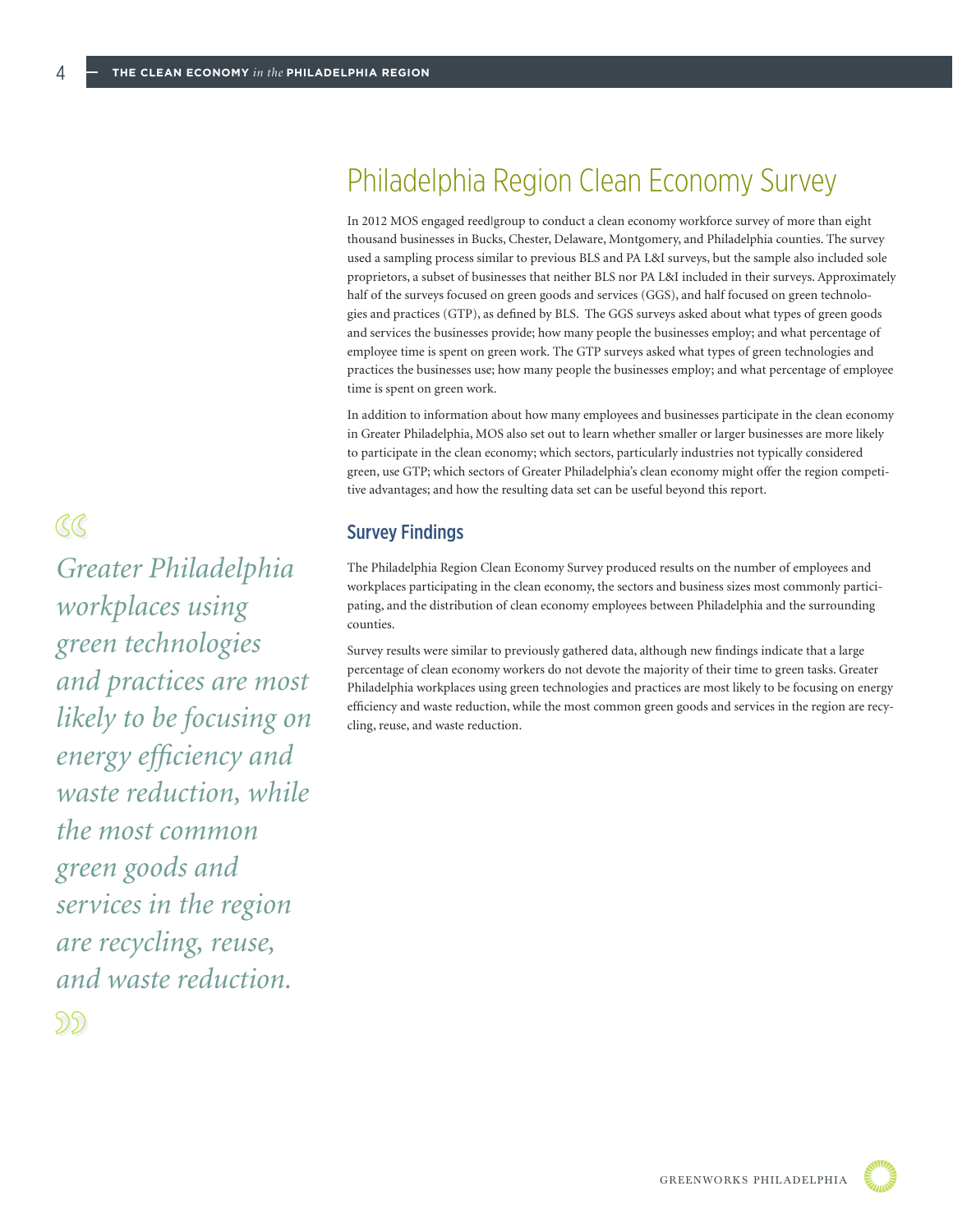## Philadelphia Region Clean Economy Survey

In 2012 MOS engaged reed|group to conduct a clean economy workforce survey of more than eight thousand businesses in Bucks, Chester, Delaware, Montgomery, and Philadelphia counties. The survey used a sampling process similar to previous BLS and PA L&I surveys, but the sample also included sole proprietors, a subset of businesses that neither BLS nor PA L&I included in their surveys. Approximately half of the surveys focused on green goods and services (GGS), and half focused on green technologies and practices (GTP), as defined by BLS. The GGS surveys asked about what types of green goods and services the businesses provide; how many people the businesses employ; and what percentage of employee time is spent on green work. The GTP surveys asked what types of green technologies and practices the businesses use; how many people the businesses employ; and what percentage of employee time is spent on green work.

In addition to information about how many employees and businesses participate in the clean economy in Greater Philadelphia, MOS also set out to learn whether smaller or larger businesses are more likely to participate in the clean economy; which sectors, particularly industries not typically considered green, use GTP; which sectors of Greater Philadelphia's clean economy might offer the region competitive advantages; and how the resulting data set can be useful beyond this report.

### Survey Findings

The Philadelphia Region Clean Economy Survey produced results on the number of employees and workplaces participating in the clean economy, the sectors and business sizes most commonly participating, and the distribution of clean economy employees between Philadelphia and the surrounding counties.

Survey results were similar to previously gathered data, although new findings indicate that a large percentage of clean economy workers do not devote the majority of their time to green tasks. Greater Philadelphia workplaces using green technologies and practices are most likely to be focusing on energy efficiency and waste reduction, while the most common green goods and services in the region are recycling, reuse, and waste reduction.

> *Greater Philadelphia workplaces using green technologies and practices are most likely to be focusing on energy efficiency and waste reduction, while the most common green goods and services in the region are recycling, reuse, and waste reduction.*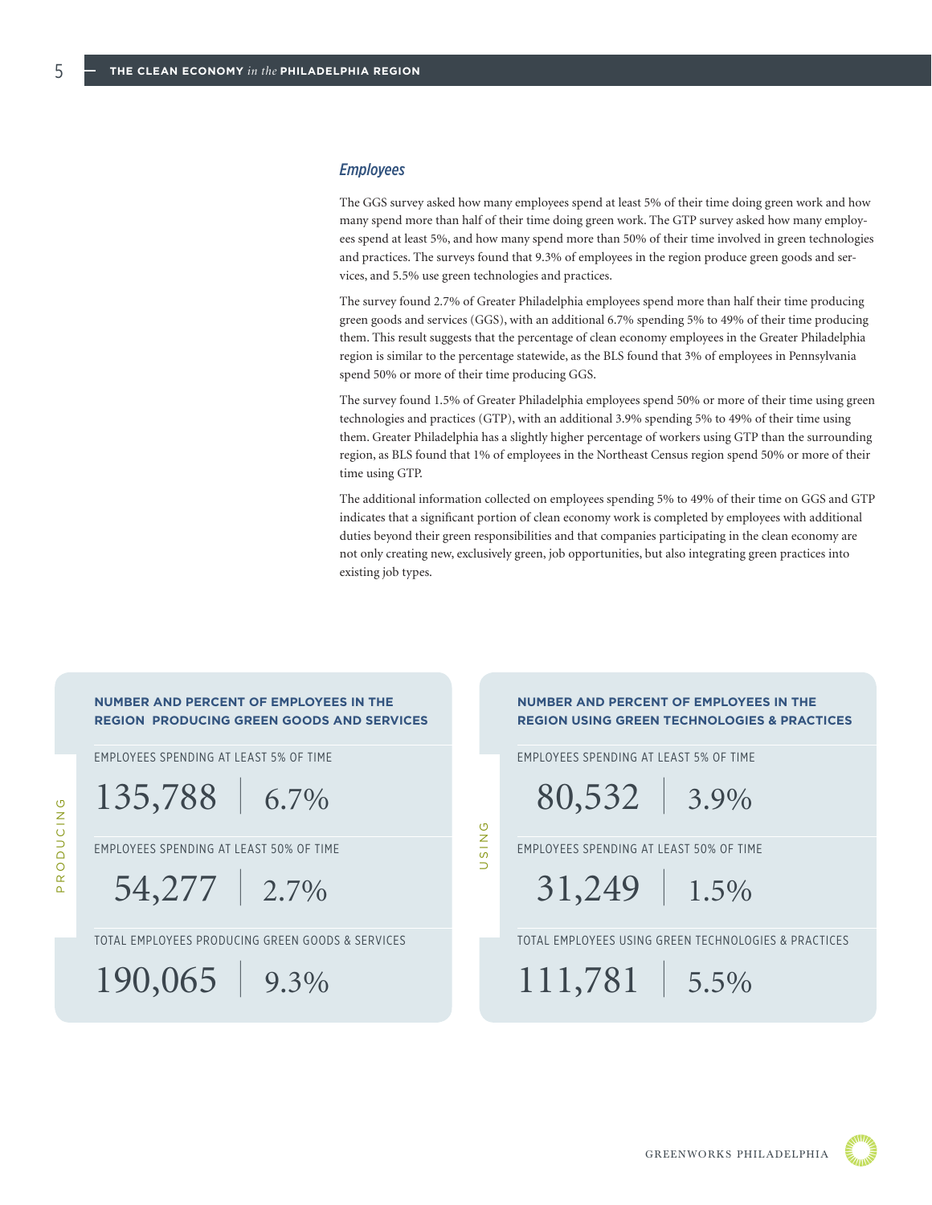### *Employees*

The GGS survey asked how many employees spend at least 5% of their time doing green work and how many spend more than half of their time doing green work. The GTP survey asked how many employees spend at least 5%, and how many spend more than 50% of their time involved in green technologies and practices. The surveys found that 9.3% of employees in the region produce green goods and services, and 5.5% use green technologies and practices.

The survey found 2.7% of Greater Philadelphia employees spend more than half their time producing green goods and services (GGS), with an additional 6.7% spending 5% to 49% of their time producing them. This result suggests that the percentage of clean economy employees in the Greater Philadelphia region is similar to the percentage statewide, as the BLS found that 3% of employees in Pennsylvania spend 50% or more of their time producing GGS.

The survey found 1.5% of Greater Philadelphia employees spend 50% or more of their time using green technologies and practices (GTP), with an additional 3.9% spending 5% to 49% of their time using them. Greater Philadelphia has a slightly higher percentage of workers using GTP than the surrounding region, as BLS found that 1% of employees in the Northeast Census region spend 50% or more of their time using GTP.

The additional information collected on employees spending 5% to 49% of their time on GGS and GTP indicates that a significant portion of clean economy work is completed by employees with additional duties beyond their green responsibilities and that companies participating in the clean economy are not only creating new, exclusively green, job opportunities, but also integrating green practices into existing job types.

**NUMBER AND PERCENT OF EMPLOYEES IN THE REGION PRODUCING GREEN GOODS AND SERVICES**

PRODUCING

| | Number | Percent |
|---|---|---|
| EMPLOYEES SPENDING AT LEAST 5% OF TIME | 135,788 | 6.7% |
| EMPLOYEES SPENDING AT LEAST 50% OF TIME | 54,277 | 2.7% |
| TOTAL EMPLOYEES PRODUCING GREEN GOODS & SERVICES | 190,065 | 9.3% |

**NUMBER AND PERCENT OF EMPLOYEES IN THE REGION USING GREEN TECHNOLOGIES & PRACTICES**

USING

| | Number | Percent |
|---|---|---|
| EMPLOYEES SPENDING AT LEAST 5% OF TIME | 80,532 | 3.9% |
| EMPLOYEES SPENDING AT LEAST 50% OF TIME | 31,249 | 1.5% |
| TOTAL EMPLOYEES USING GREEN TECHNOLOGIES & PRACTICES | 111,781 | 5.5% |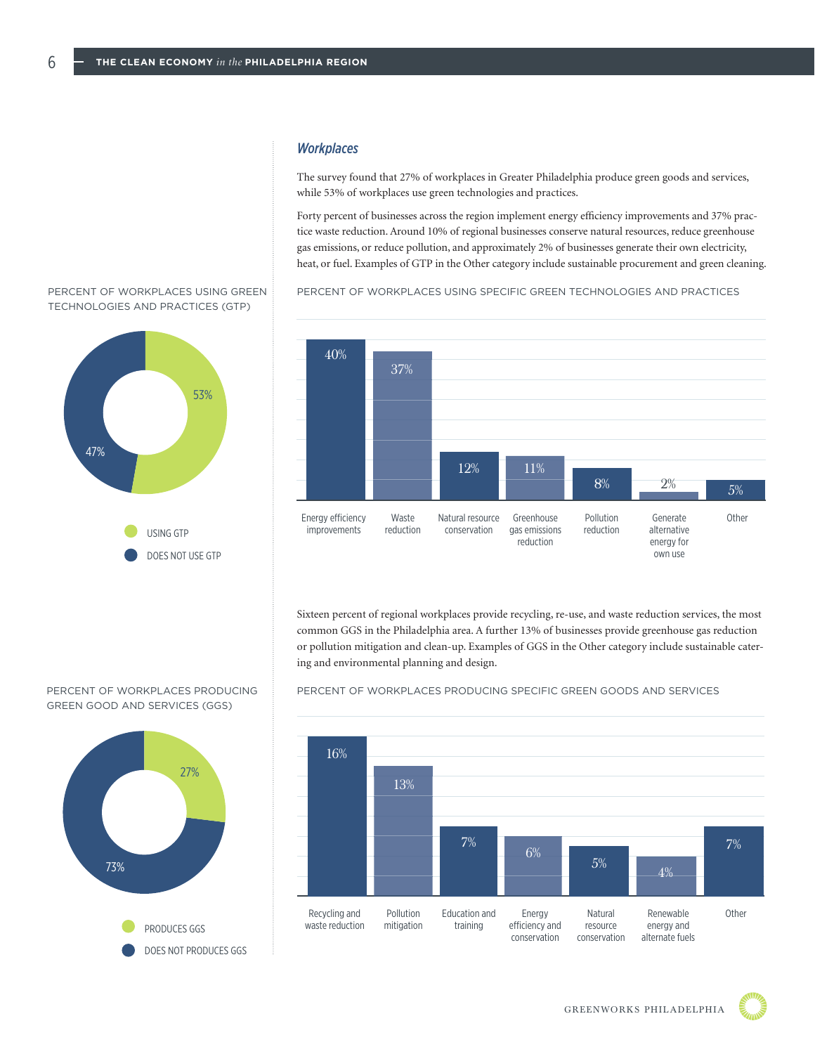## *Workplaces*

The survey found that 27% of workplaces in Greater Philadelphia produce green goods and services, while 53% of workplaces use green technologies and practices.

Forty percent of businesses across the region implement energy efficiency improvements and 37% practice waste reduction. Around 10% of regional businesses conserve natural resources, reduce greenhouse gas emissions, or reduce pollution, and approximately 2% of businesses generate their own electricity, heat, or fuel. Examples of GTP in the Other category include sustainable procurement and green cleaning.

PERCENT OF WORKPLACES USING GREEN TECHNOLOGIES AND PRACTICES (GTP)

| Category | Percent |
|---|---|
| USING GTP | 53% |
| DOES NOT USE GTP | 47% |

PERCENT OF WORKPLACES USING SPECIFIC GREEN TECHNOLOGIES AND PRACTICES

| Category | Percent |
|---|---|
| Energy efficiency improvements | 40% |
| Waste reduction | 37% |
| Natural resource conservation | 12% |
| Greenhouse gas emissions reduction | 11% |
| Pollution reduction | 8% |
| Generate alternative energy for own use | 2% |
| Other | 5% |

Sixteen percent of regional workplaces provide recycling, re-use, and waste reduction services, the most common GGS in the Philadelphia area. A further 13% of businesses provide greenhouse gas reduction or pollution mitigation and clean-up. Examples of GGS in the Other category include sustainable catering and environmental planning and design.

PERCENT OF WORKPLACES PRODUCING GREEN GOOD AND SERVICES (GGS)

| Category | Percent |
|---|---|
| PRODUCES GGS | 27% |
| DOES NOT PRODUCES GGS | 73% |

PERCENT OF WORKPLACES PRODUCING SPECIFIC GREEN GOODS AND SERVICES

| Category | Percent |
|---|---|
| Recycling and waste reduction | 16% |
| Pollution mitigation | 13% |
| Education and training | 7% |
| Energy efficiency and conservation | 6% |
| Natural resource conservation | 5% |
| Renewable energy and alternate fuels | 4% |
| Other | 7% |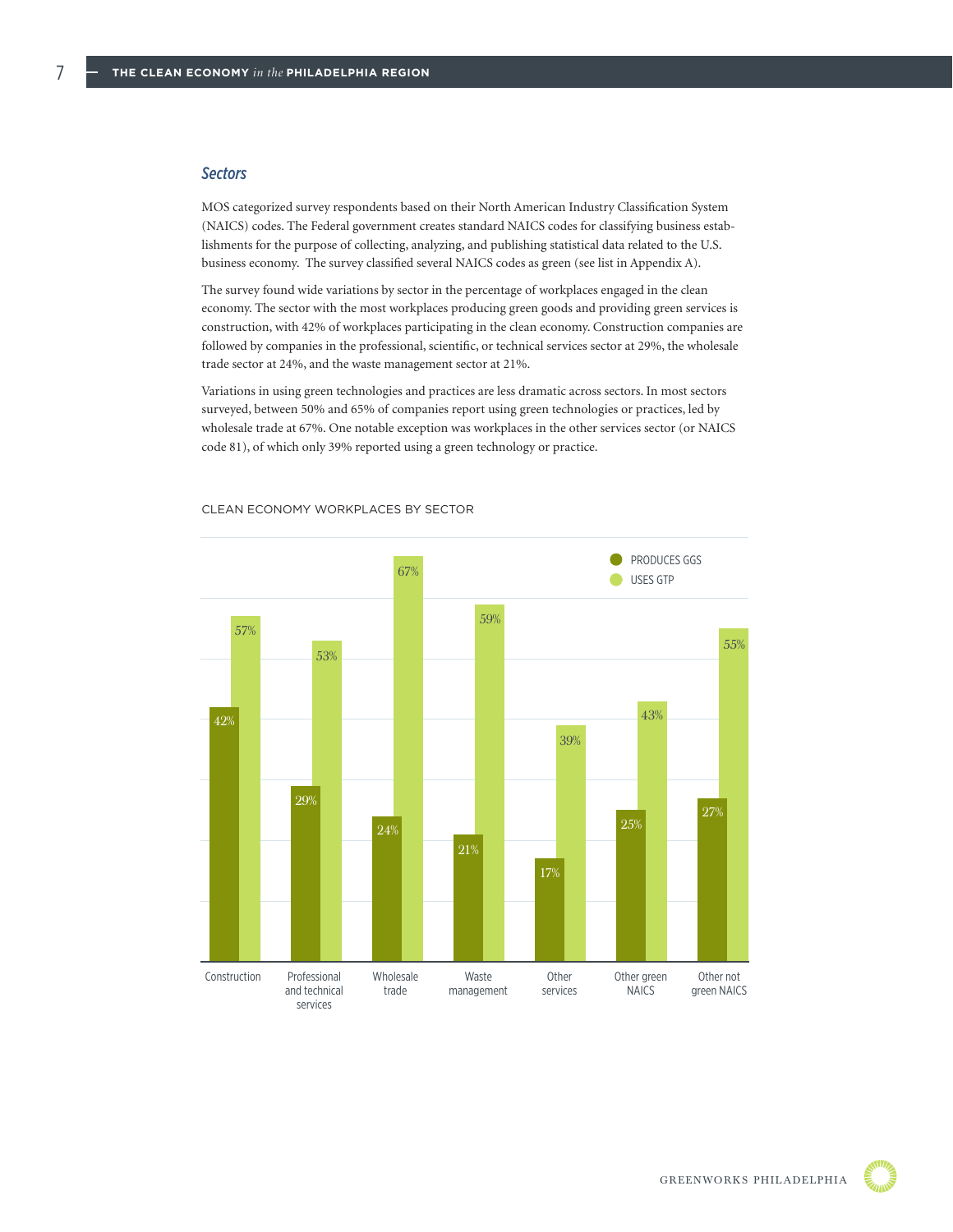### *Sectors*

MOS categorized survey respondents based on their North American Industry Classification System (NAICS) codes. The Federal government creates standard NAICS codes for classifying business establishments for the purpose of collecting, analyzing, and publishing statistical data related to the U.S. business economy. The survey classified several NAICS codes as green (see list in Appendix A).

The survey found wide variations by sector in the percentage of workplaces engaged in the clean economy. The sector with the most workplaces producing green goods and providing green services is construction, with 42% of workplaces participating in the clean economy. Construction companies are followed by companies in the professional, scientific, or technical services sector at 29%, the wholesale trade sector at 24%, and the waste management sector at 21%.

Variations in using green technologies and practices are less dramatic across sectors. In most sectors surveyed, between 50% and 65% of companies report using green technologies or practices, led by wholesale trade at 67%. One notable exception was workplaces in the other services sector (or NAICS code 81), of which only 39% reported using a green technology or practice.

CLEAN ECONOMY WORKPLACES BY SECTOR

| Sector | PRODUCES GGS | USES GTP |
|---|---|---|
| Construction | 42% | 57% |
| Professional and technical services | 29% | 53% |
| Wholesale trade | 24% | 67% |
| Waste management | 21% | 59% |
| Other services | 17% | 39% |
| Other green NAICS | 25% | 43% |
| Other not green NAICS | 27% | 55% |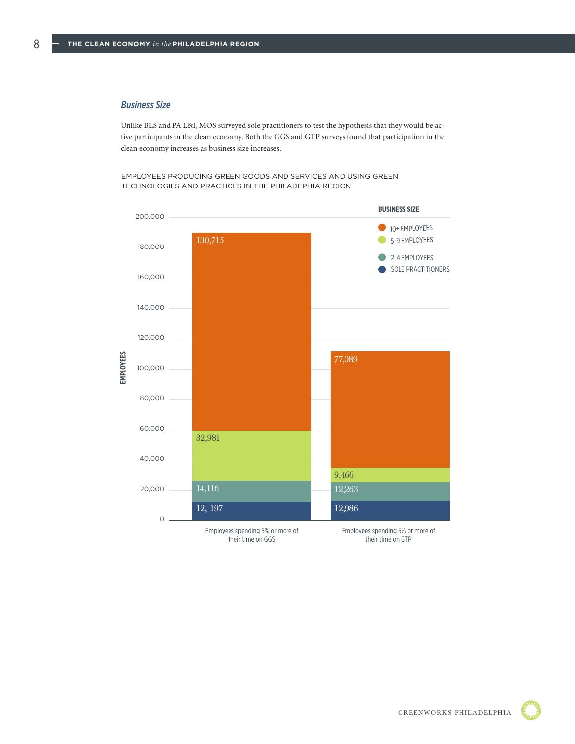### *Business Size*

Unlike BLS and PA L&I, MOS surveyed sole practitioners to test the hypothesis that they would be active participants in the clean economy. Both the GGS and GTP surveys found that participation in the clean economy increases as business size increases.

EMPLOYEES PRODUCING GREEN GOODS AND SERVICES AND USING GREEN TECHNOLOGIES AND PRACTICES IN THE PHILADEPHIA REGION

| Business Size | Employees spending 5% or more of their time on GGS | Employees spending 5% or more of their time on GTP |
|---|---|---|
| 10+ EMPLOYEES | 130,715 | 77,089 |
| 5-9 EMPLOYEES | 32,981 | 9,466 |
| 2-4 EMPLOYEES | 14,116 | 12,263 |
| SOLE PRACTITIONERS | 12, 197 | 12,986 |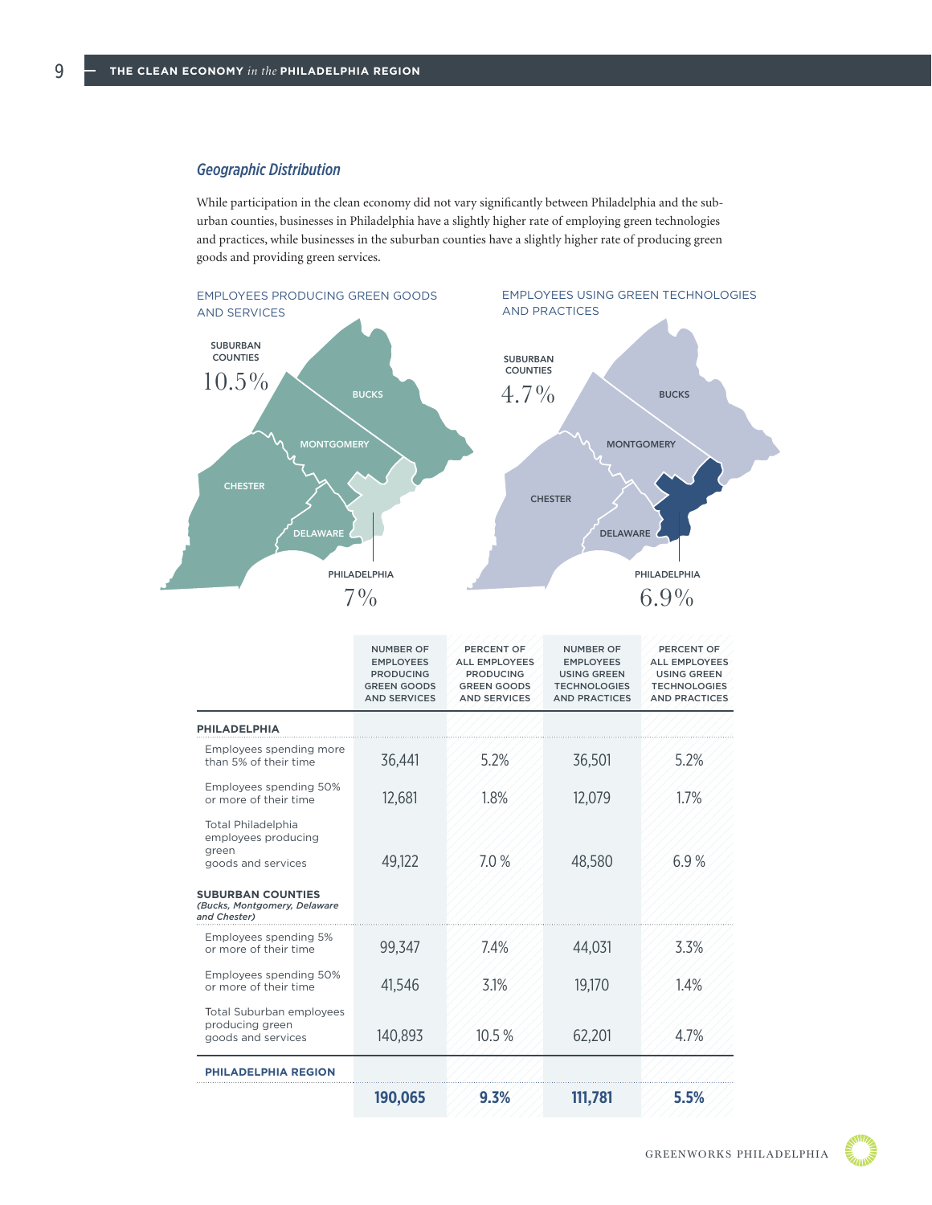### *Geographic Distribution*

While participation in the clean economy did not vary significantly between Philadelphia and the suburban counties, businesses in Philadelphia have a slightly higher rate of employing green technologies and practices, while businesses in the suburban counties have a slightly higher rate of producing green goods and providing green services.

EMPLOYEES PRODUCING GREEN GOODS AND SERVICES

SUBURBAN COUNTIES 10.5%

BUCKS, MONTGOMERY, CHESTER, DELAWARE

PHILADELPHIA 7%

EMPLOYEES USING GREEN TECHNOLOGIES AND PRACTICES

SUBURBAN COUNTIES 4.7%

BUCKS, MONTGOMERY, CHESTER, DELAWARE

PHILADELPHIA 6.9%

| | NUMBER OF EMPLOYEES PRODUCING GREEN GOODS AND SERVICES | PERCENT OF ALL EMPLOYEES PRODUCING GREEN GOODS AND SERVICES | NUMBER OF EMPLOYEES USING GREEN TECHNOLOGIES AND PRACTICES | PERCENT OF ALL EMPLOYEES USING GREEN TECHNOLOGIES AND PRACTICES |
|---|---|---|---|---|
| **PHILADELPHIA** | | | | |
| Employees spending more than 5% of their time | 36,441 | 5.2% | 36,501 | 5.2% |
| Employees spending 50% or more of their time | 12,681 | 1.8% | 12,079 | 1.7% |
| Total Philadelphia employees producing green goods and services | 49,122 | 7.0 % | 48,580 | 6.9 % |
| **SUBURBAN COUNTIES** ***(Bucks, Montgomery, Delaware and Chester)*** | | | | |
| Employees spending 5% or more of their time | 99,347 | 7.4% | 44,031 | 3.3% |
| Employees spending 50% or more of their time | 41,546 | 3.1% | 19,170 | 1.4% |
| Total Suburban employees producing green goods and services | 140,893 | 10.5 % | 62,201 | 4.7% |
| **PHILADELPHIA REGION** | | | | |
| | **190,065** | **9.3%** | **111,781** | **5.5%** |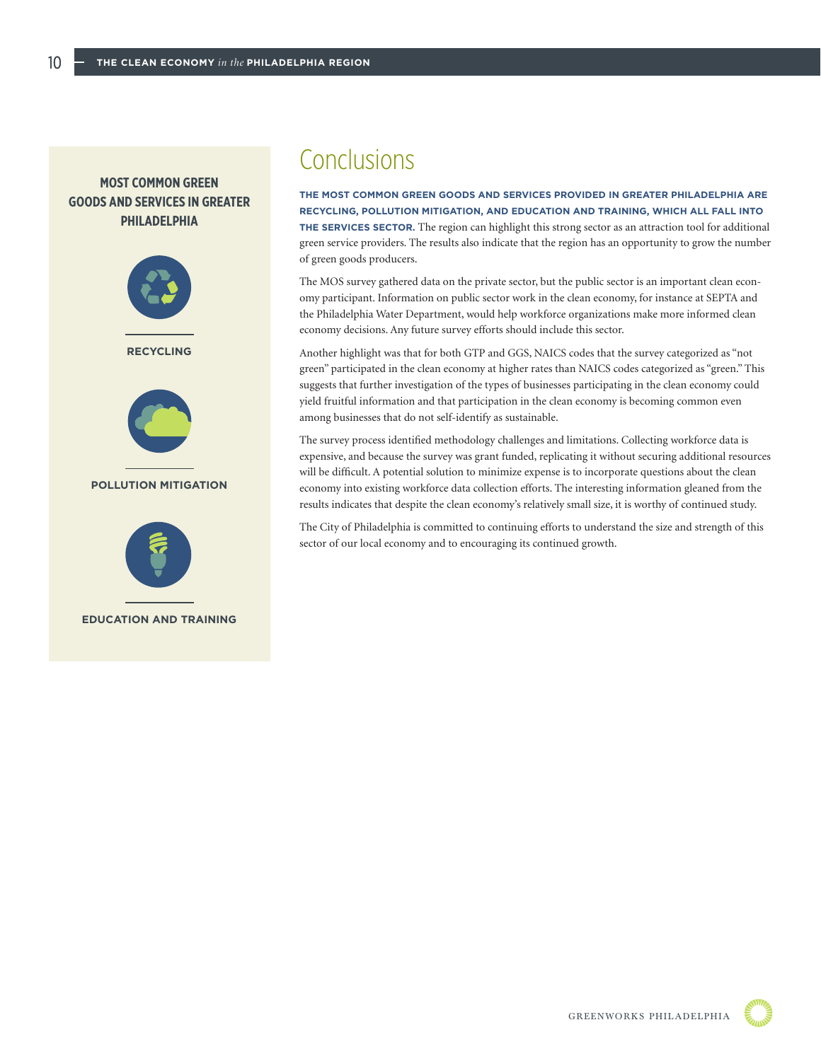**MOST COMMON GREEN GOODS AND SERVICES IN GREATER PHILADELPHIA**

RECYCLING

POLLUTION MITIGATION

EDUCATION AND TRAINING

# Conclusions

**THE MOST COMMON GREEN GOODS AND SERVICES PROVIDED IN GREATER PHILADELPHIA ARE RECYCLING, POLLUTION MITIGATION, AND EDUCATION AND TRAINING, WHICH ALL FALL INTO THE SERVICES SECTOR.** The region can highlight this strong sector as an attraction tool for additional green service providers. The results also indicate that the region has an opportunity to grow the number of green goods producers.

The MOS survey gathered data on the private sector, but the public sector is an important clean economy participant. Information on public sector work in the clean economy, for instance at SEPTA and the Philadelphia Water Department, would help workforce organizations make more informed clean economy decisions. Any future survey efforts should include this sector.

Another highlight was that for both GTP and GGS, NAICS codes that the survey categorized as "not green" participated in the clean economy at higher rates than NAICS codes categorized as "green." This suggests that further investigation of the types of businesses participating in the clean economy could yield fruitful information and that participation in the clean economy is becoming common even among businesses that do not self-identify as sustainable.

The survey process identified methodology challenges and limitations. Collecting workforce data is expensive, and because the survey was grant funded, replicating it without securing additional resources will be difficult. A potential solution to minimize expense is to incorporate questions about the clean economy into existing workforce data collection efforts. The interesting information gleaned from the results indicates that despite the clean economy's relatively small size, it is worthy of continued study.

The City of Philadelphia is committed to continuing efforts to understand the size and strength of this sector of our local economy and to encouraging its continued growth.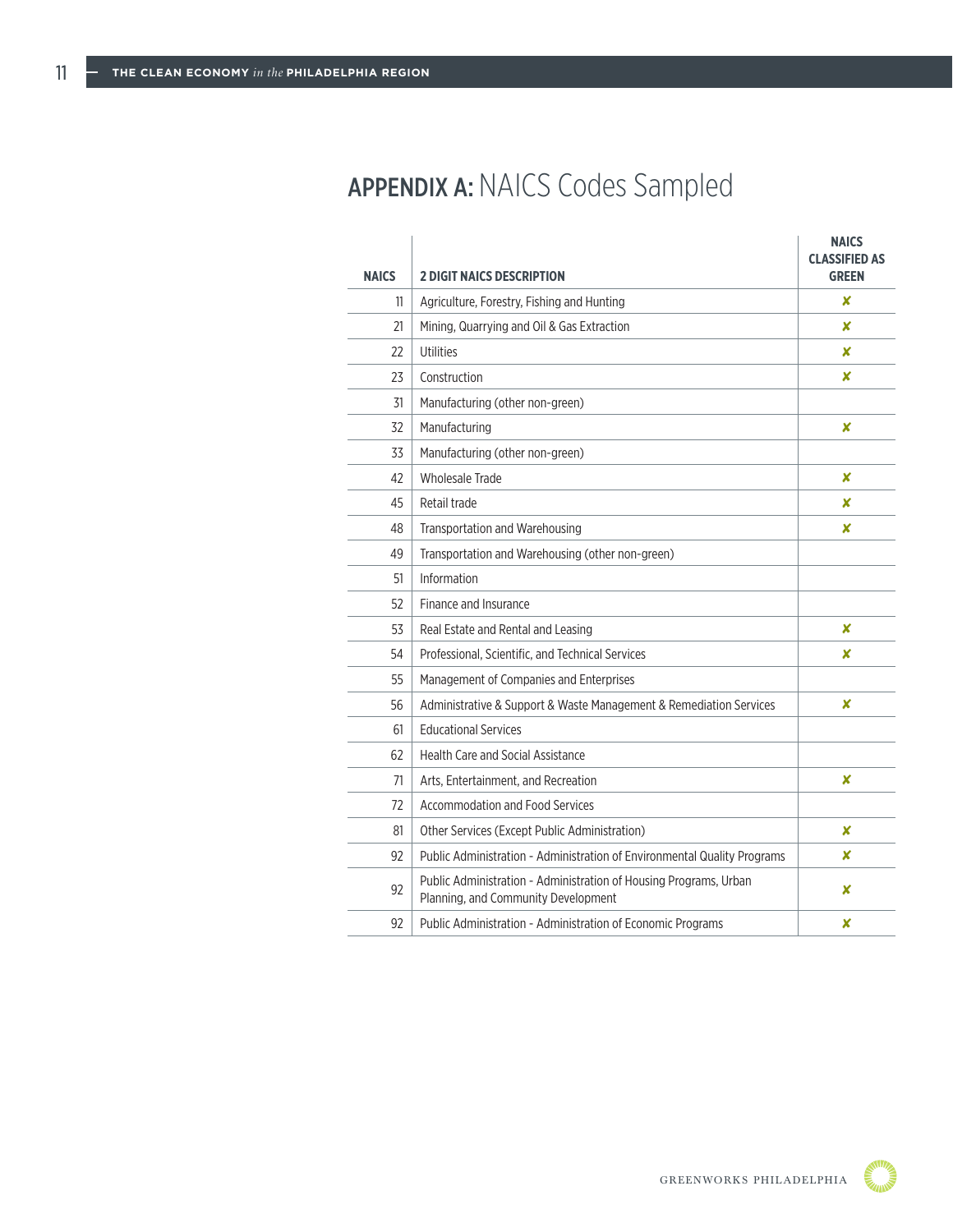## APPENDIX A: NAICS Codes Sampled

| NAICS | 2 DIGIT NAICS DESCRIPTION | NAICS CLASSIFIED AS GREEN |
|---|---|---|
| 11 | Agriculture, Forestry, Fishing and Hunting | ✘ |
| 21 | Mining, Quarrying and Oil & Gas Extraction | ✘ |
| 22 | Utilities | ✘ |
| 23 | Construction | ✘ |
| 31 | Manufacturing (other non-green) | |
| 32 | Manufacturing | ✘ |
| 33 | Manufacturing (other non-green) | |
| 42 | Wholesale Trade | ✘ |
| 45 | Retail trade | ✘ |
| 48 | Transportation and Warehousing | ✘ |
| 49 | Transportation and Warehousing (other non-green) | |
| 51 | Information | |
| 52 | Finance and Insurance | |
| 53 | Real Estate and Rental and Leasing | ✘ |
| 54 | Professional, Scientific, and Technical Services | ✘ |
| 55 | Management of Companies and Enterprises | |
| 56 | Administrative & Support & Waste Management & Remediation Services | ✘ |
| 61 | Educational Services | |
| 62 | Health Care and Social Assistance | |
| 71 | Arts, Entertainment, and Recreation | ✘ |
| 72 | Accommodation and Food Services | |
| 81 | Other Services (Except Public Administration) | ✘ |
| 92 | Public Administration - Administration of Environmental Quality Programs | ✘ |
| 92 | Public Administration - Administration of Housing Programs, Urban Planning, and Community Development | ✘ |
| 92 | Public Administration - Administration of Economic Programs | ✘ |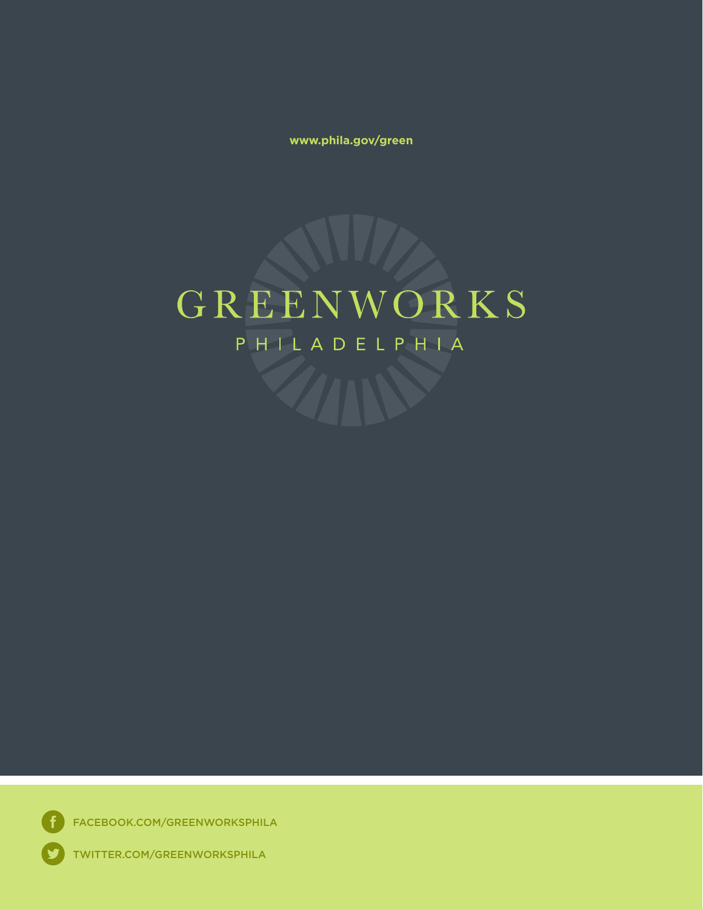www.phila.gov/green

# GREENWORKS

PHILADELPHIA

FACEBOOK.COM/GREENWORKSPHILA

TWITTER.COM/GREENWORKSPHILA